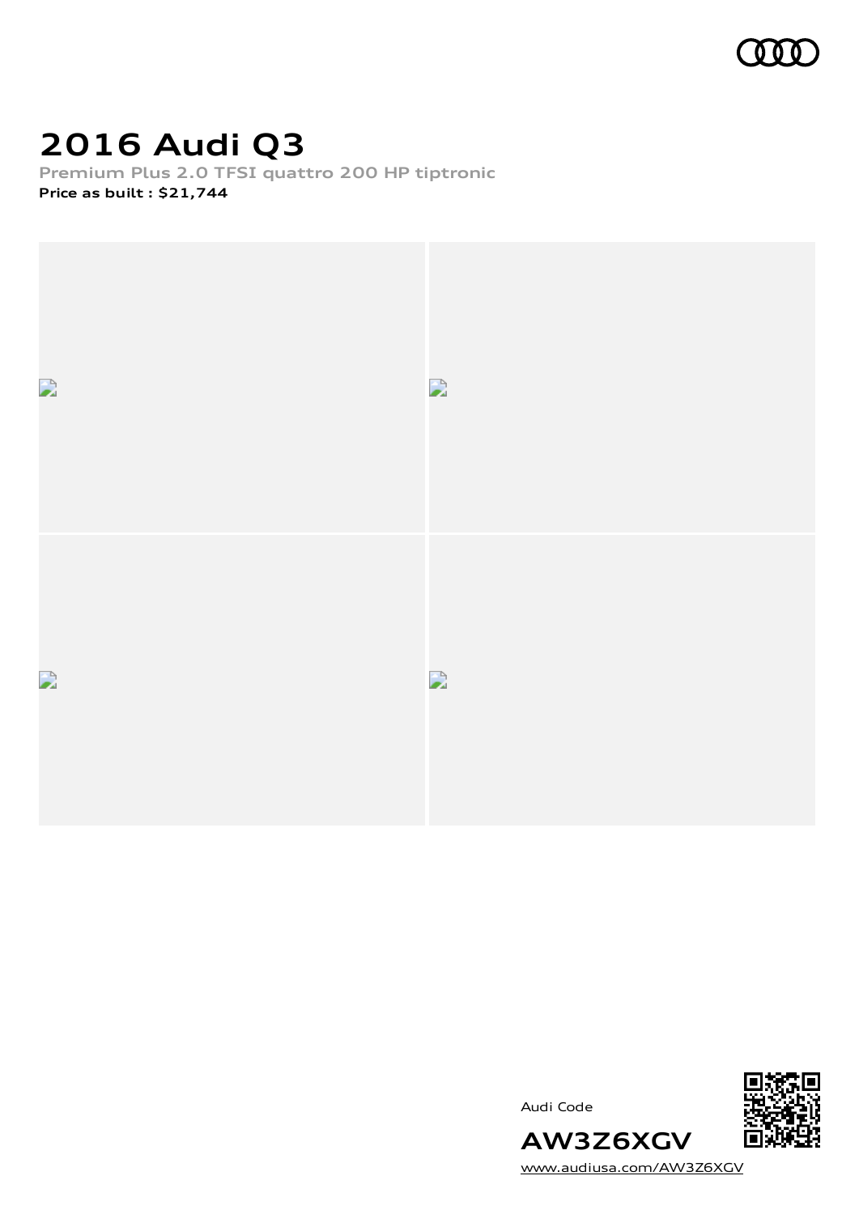# 2016 Audi Q3

**Premium Plus 2.0 TFSI quattro 200 HP tiptronic**

**Price as built : $21,744**

Audi Code

**AW3Z6XGV**

www.audiusa.com/AW3Z6XGV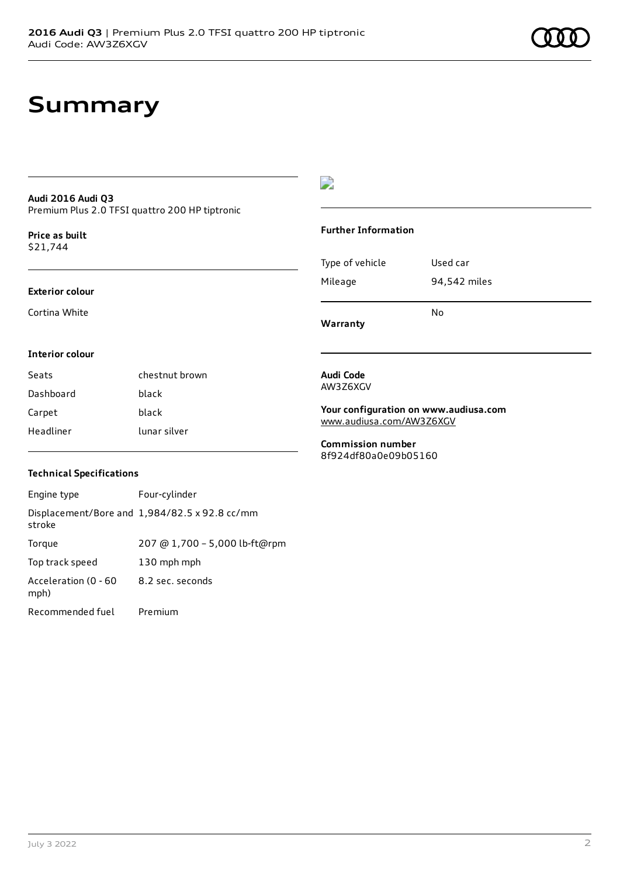# Summary

**Audi 2016 Audi Q3**
Premium Plus 2.0 TFSI quattro 200 HP tiptronic

**Price as built**
$21,744

### Exterior colour

Cortina White

### Interior colour

| Seats | chestnut brown |
| --- | --- |
| Dashboard | black |
| Carpet | black |
| Headliner | lunar silver |

### Technical Specifications

| Engine type | Four-cylinder |
| --- | --- |
| Displacement/Bore and stroke | 1,984/82.5 x 92.8 cc/mm |
| Torque | 207 @ 1,700 - 5,000 lb-ft@rpm |
| Top track speed | 130 mph mph |
| Acceleration (0 - 60 mph) | 8.2 sec. seconds |
| Recommended fuel | Premium |

### Further Information

| Type of vehicle | Used car |
| --- | --- |
| Mileage | 94,542 miles |

**Warranty** No

**Audi Code**
AW3Z6XGV

**Your configuration on www.audiusa.com**
www.audiusa.com/AW3Z6XGV

**Commission number**
8f924df80a0e09b05160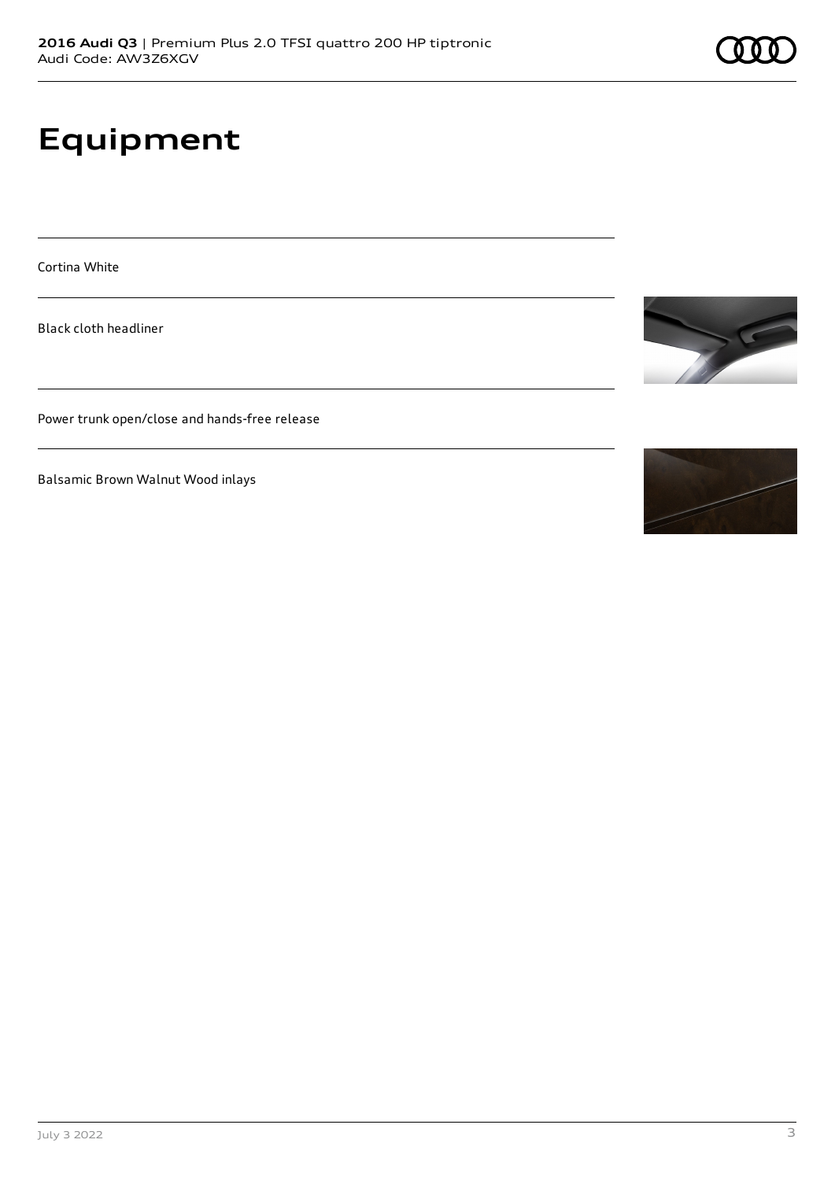# Equipment

Cortina White

Black cloth headliner

Power trunk open/close and hands-free release

Balsamic Brown Walnut Wood inlays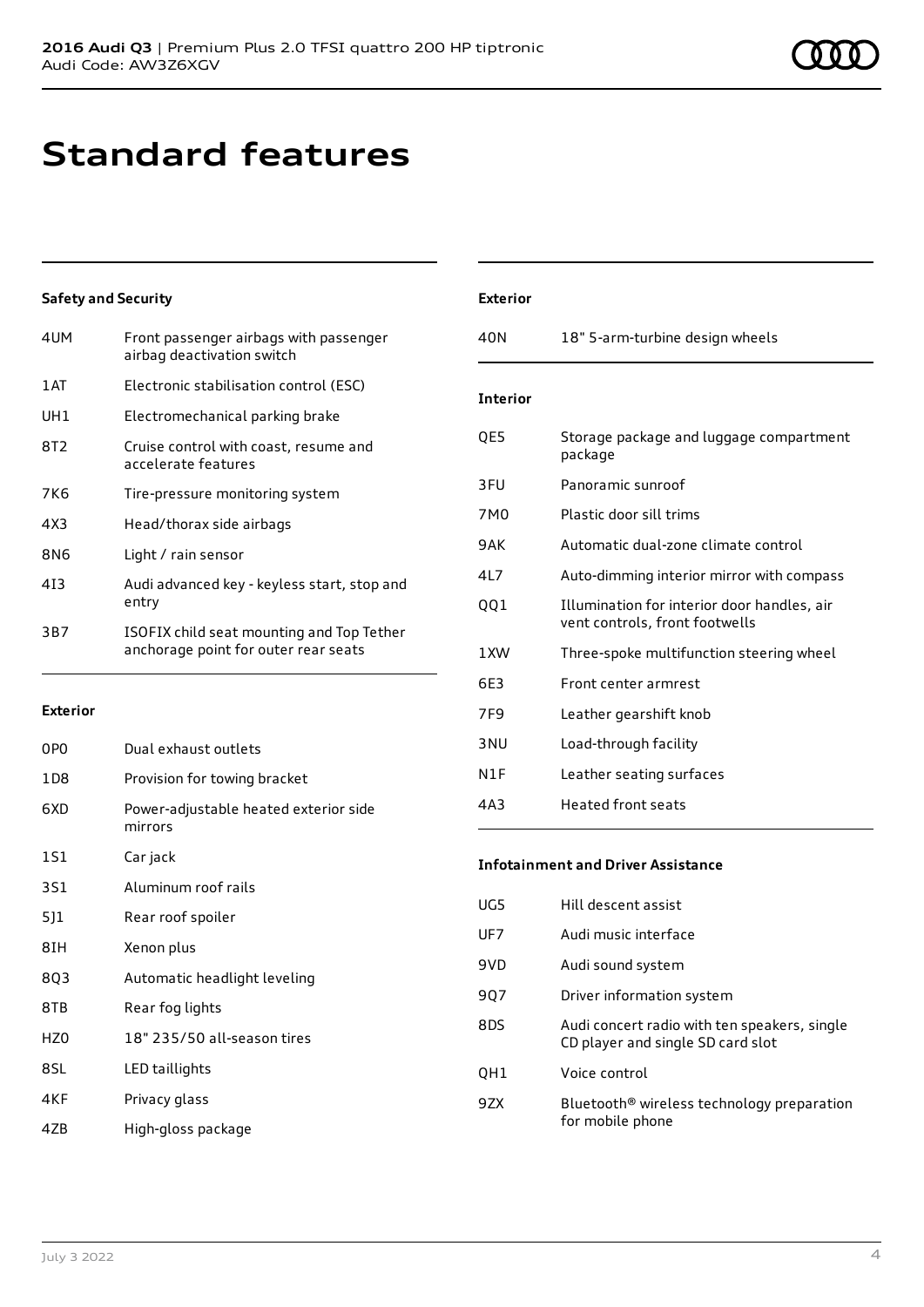# Standard features

### Safety and Security

| | |
|---|---|
| 4UM | Front passenger airbags with passenger airbag deactivation switch |
| 1AT | Electronic stabilisation control (ESC) |
| UH1 | Electromechanical parking brake |
| 8T2 | Cruise control with coast, resume and accelerate features |
| 7K6 | Tire-pressure monitoring system |
| 4X3 | Head/thorax side airbags |
| 8N6 | Light / rain sensor |
| 4I3 | Audi advanced key - keyless start, stop and entry |
| 3B7 | ISOFIX child seat mounting and Top Tether anchorage point for outer rear seats |

### Exterior

| | |
|---|---|
| 0P0 | Dual exhaust outlets |
| 1D8 | Provision for towing bracket |
| 6XD | Power-adjustable heated exterior side mirrors |
| 1S1 | Car jack |
| 3S1 | Aluminum roof rails |
| 5J1 | Rear roof spoiler |
| 8IH | Xenon plus |
| 8Q3 | Automatic headlight leveling |
| 8TB | Rear fog lights |
| HZ0 | 18" 235/50 all-season tires |
| 8SL | LED taillights |
| 4KF | Privacy glass |
| 4ZB | High-gloss package |

### Exterior

| | |
|---|---|
| 40N | 18" 5-arm-turbine design wheels |

### Interior

| | |
|---|---|
| QE5 | Storage package and luggage compartment package |
| 3FU | Panoramic sunroof |
| 7M0 | Plastic door sill trims |
| 9AK | Automatic dual-zone climate control |
| 4L7 | Auto-dimming interior mirror with compass |
| QQ1 | Illumination for interior door handles, air vent controls, front footwells |
| 1XW | Three-spoke multifunction steering wheel |
| 6E3 | Front center armrest |
| 7F9 | Leather gearshift knob |
| 3NU | Load-through facility |
| N1F | Leather seating surfaces |
| 4A3 | Heated front seats |

### Infotainment and Driver Assistance

| | |
|---|---|
| UG5 | Hill descent assist |
| UF7 | Audi music interface |
| 9VD | Audi sound system |
| 9Q7 | Driver information system |
| 8DS | Audi concert radio with ten speakers, single CD player and single SD card slot |
| QH1 | Voice control |
| 9ZX | Bluetooth® wireless technology preparation for mobile phone |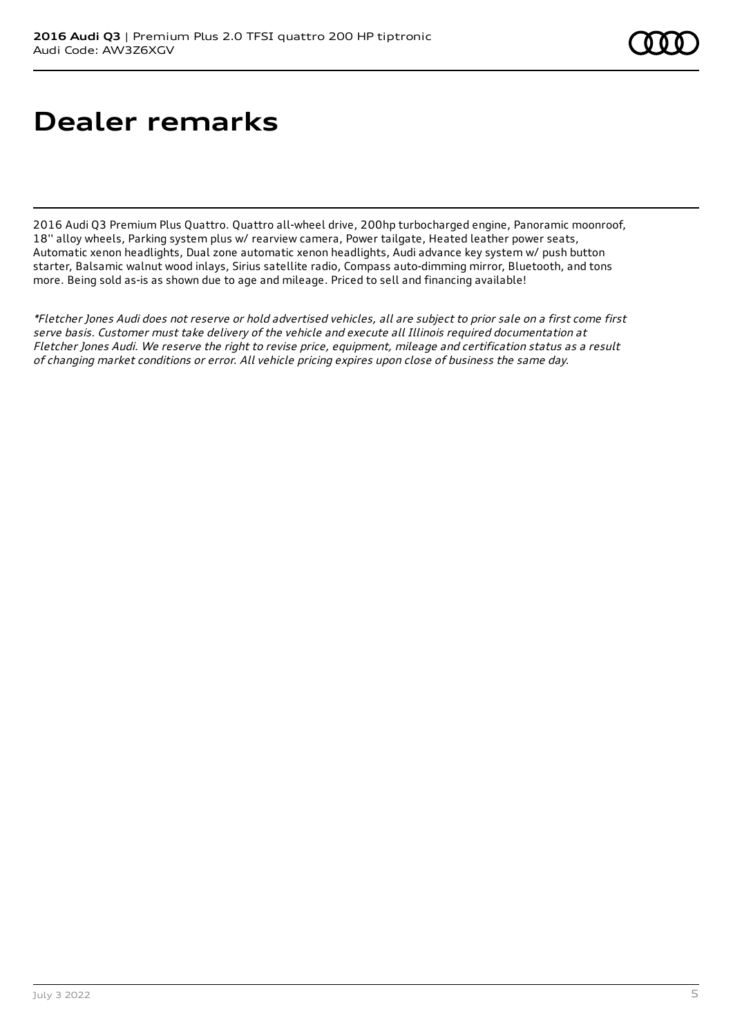# Dealer remarks

2016 Audi Q3 Premium Plus Quattro. Quattro all-wheel drive, 200hp turbocharged engine, Panoramic moonroof, 18'' alloy wheels, Parking system plus w/ rearview camera, Power tailgate, Heated leather power seats, Automatic xenon headlights, Dual zone automatic xenon headlights, Audi advance key system w/ push button starter, Balsamic walnut wood inlays, Sirius satellite radio, Compass auto-dimming mirror, Bluetooth, and tons more. Being sold as-is as shown due to age and mileage. Priced to sell and financing available!

*\*Fletcher Jones Audi does not reserve or hold advertised vehicles, all are subject to prior sale on a first come first serve basis. Customer must take delivery of the vehicle and execute all Illinois required documentation at Fletcher Jones Audi. We reserve the right to revise price, equipment, mileage and certification status as a result of changing market conditions or error. All vehicle pricing expires upon close of business the same day.*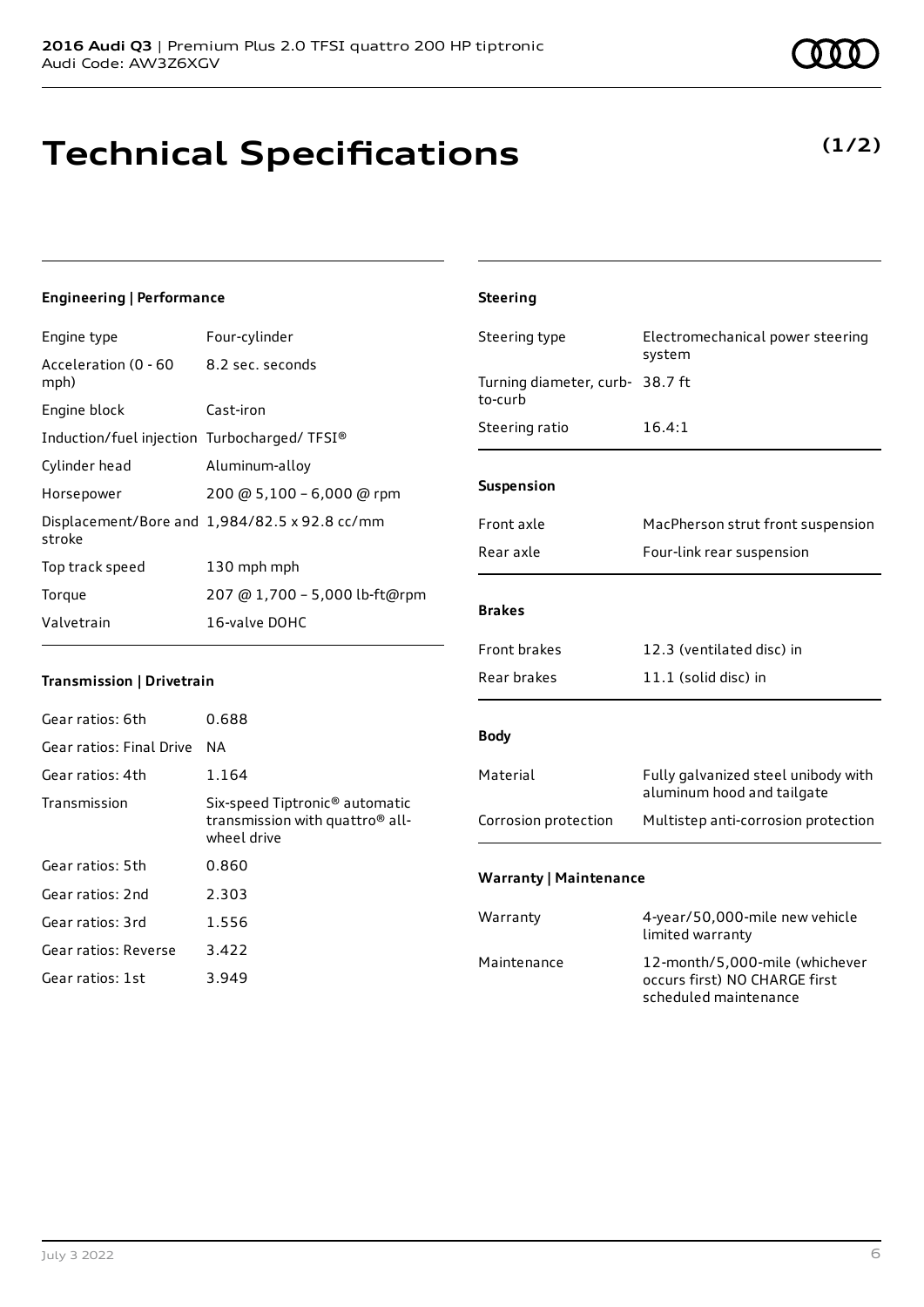**2016 Audi Q3** | Premium Plus 2.0 TFSI quattro 200 HP tiptronic
Audi Code: AW3Z6XGV

# Technical Specifications

**(1/2)**

### Engineering | Performance

| | |
|---|---|
| Engine type | Four-cylinder |
| Acceleration (0 - 60 mph) | 8.2 sec. seconds |
| Engine block | Cast-iron |
| Induction/fuel injection | Turbocharged/ TFSI® |
| Cylinder head | Aluminum-alloy |
| Horsepower | 200 @ 5,100 – 6,000 @ rpm |
| Displacement/Bore and stroke | 1,984/82.5 x 92.8 cc/mm |
| Top track speed | 130 mph mph |
| Torque | 207 @ 1,700 – 5,000 lb-ft@rpm |
| Valvetrain | 16-valve DOHC |

### Transmission | Drivetrain

| | |
|---|---|
| Gear ratios: 6th | 0.688 |
| Gear ratios: Final Drive | NA |
| Gear ratios: 4th | 1.164 |
| Transmission | Six-speed Tiptronic® automatic transmission with quattro® all-wheel drive |
| Gear ratios: 5th | 0.860 |
| Gear ratios: 2nd | 2.303 |
| Gear ratios: 3rd | 1.556 |
| Gear ratios: Reverse | 3.422 |
| Gear ratios: 1st | 3.949 |

### Steering

| | |
|---|---|
| Steering type | Electromechanical power steering system |
| Turning diameter, curb-to-curb | 38.7 ft |
| Steering ratio | 16.4:1 |

### Suspension

| | |
|---|---|
| Front axle | MacPherson strut front suspension |
| Rear axle | Four-link rear suspension |

### Brakes

| | |
|---|---|
| Front brakes | 12.3 (ventilated disc) in |
| Rear brakes | 11.1 (solid disc) in |

### Body

| | |
|---|---|
| Material | Fully galvanized steel unibody with aluminum hood and tailgate |
| Corrosion protection | Multistep anti-corrosion protection |

### Warranty | Maintenance

| | |
|---|---|
| Warranty | 4-year/50,000-mile new vehicle limited warranty |
| Maintenance | 12-month/5,000-mile (whichever occurs first) NO CHARGE first scheduled maintenance |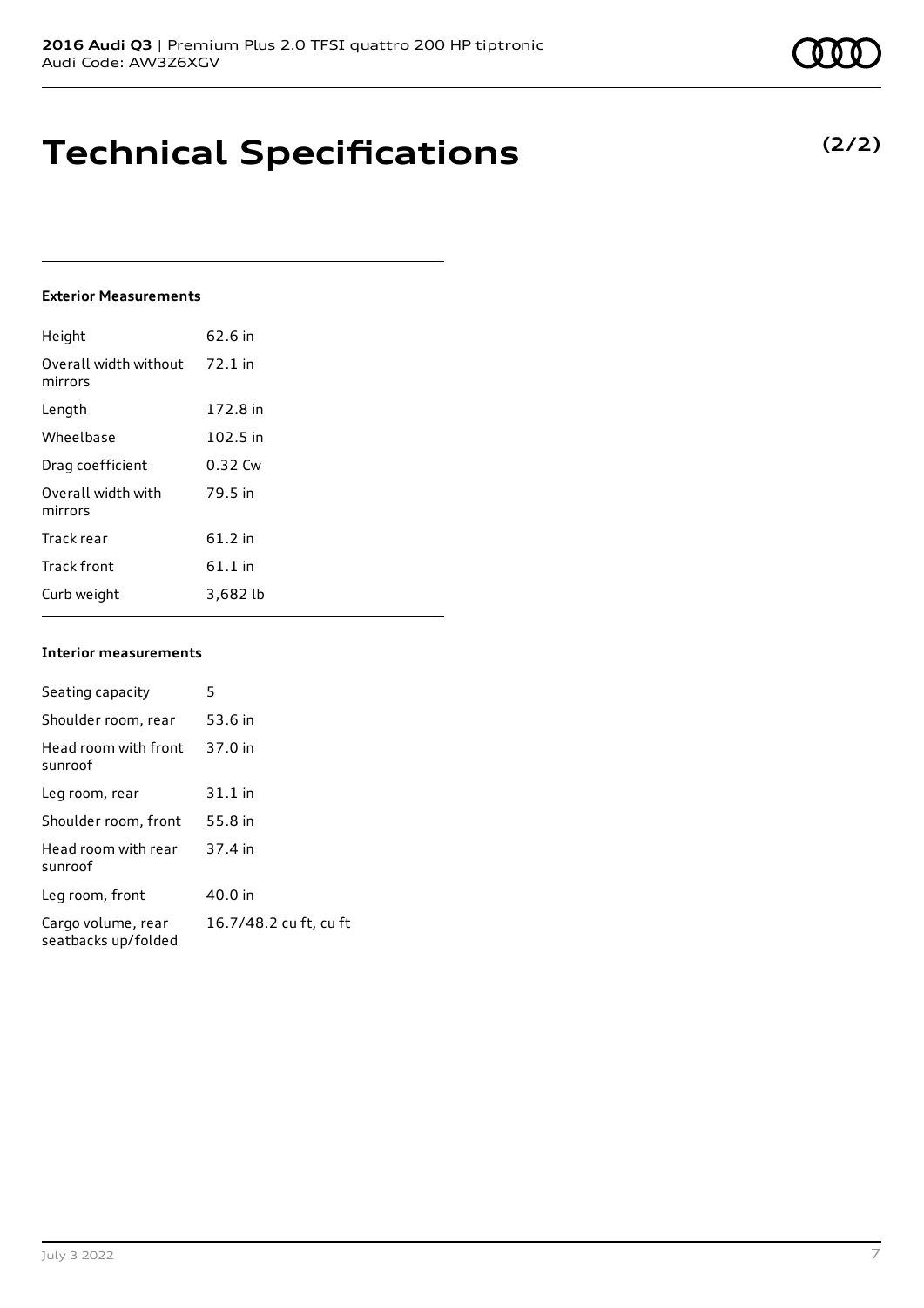# Technical Specifications

**(2/2)**

### Exterior Measurements

| | |
|---|---|
| Height | 62.6 in |
| Overall width without mirrors | 72.1 in |
| Length | 172.8 in |
| Wheelbase | 102.5 in |
| Drag coefficient | 0.32 Cw |
| Overall width with mirrors | 79.5 in |
| Track rear | 61.2 in |
| Track front | 61.1 in |
| Curb weight | 3,682 lb |

### Interior measurements

| | |
|---|---|
| Seating capacity | 5 |
| Shoulder room, rear | 53.6 in |
| Head room with front sunroof | 37.0 in |
| Leg room, rear | 31.1 in |
| Shoulder room, front | 55.8 in |
| Head room with rear sunroof | 37.4 in |
| Leg room, front | 40.0 in |
| Cargo volume, rear seatbacks up/folded | 16.7/48.2 cu ft, cu ft |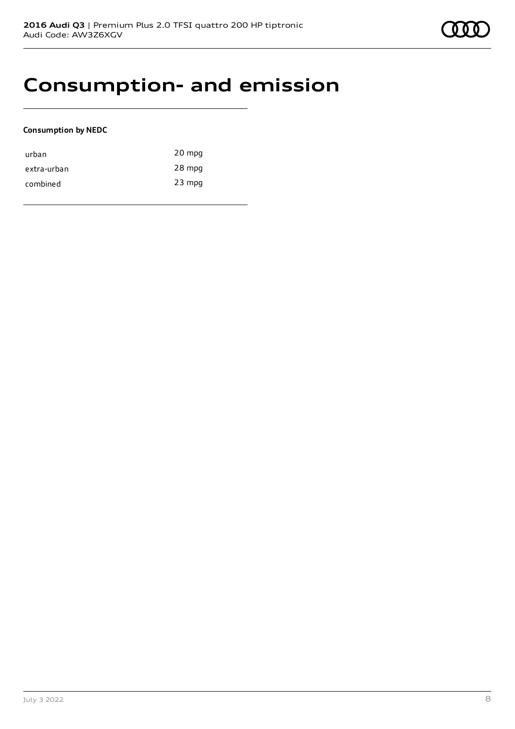# Consumption- and emission

**Consumption by NEDC**

| | |
|---|---|
| urban | 20 mpg |
| extra-urban | 28 mpg |
| combined | 23 mpg |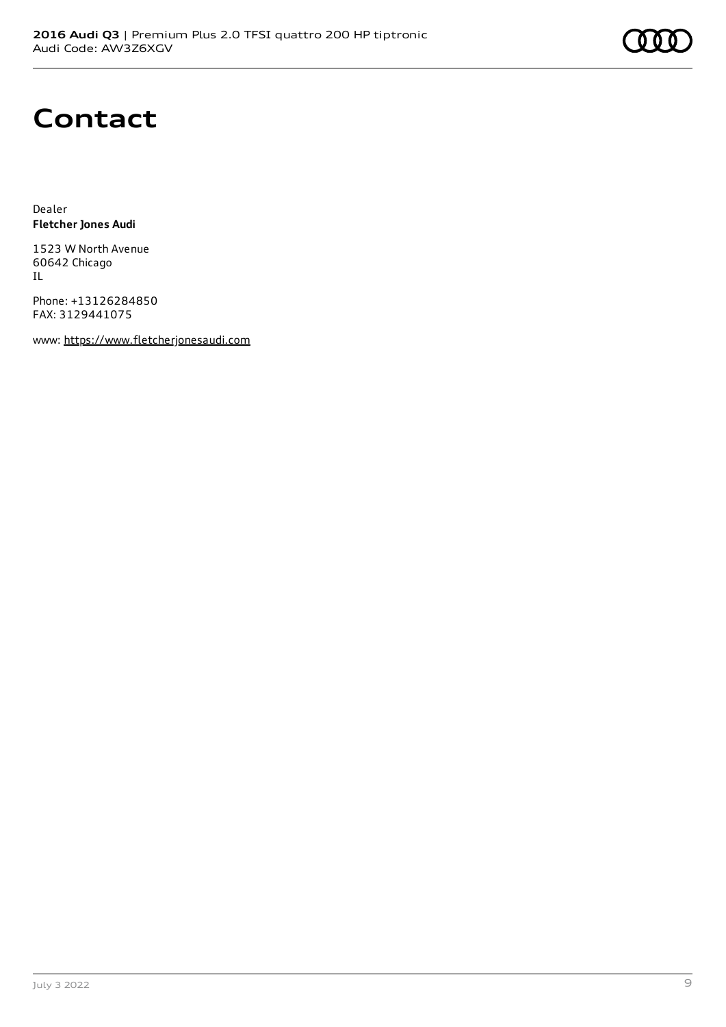# Contact

Dealer
**Fletcher Jones Audi**

1523 W North Avenue
60642 Chicago
IL

Phone: +13126284850
FAX: 3129441075

www: https://www.fletcherjonesaudi.com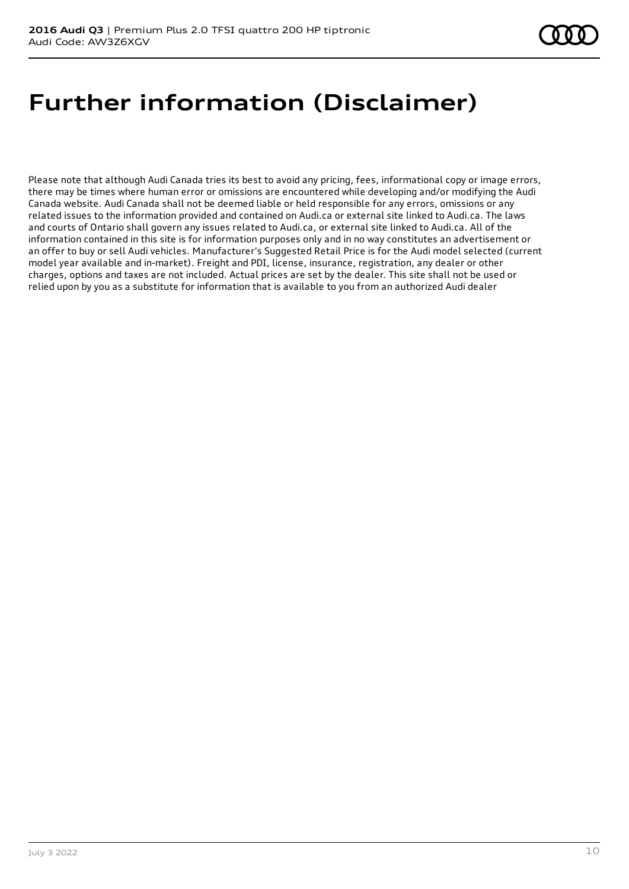# Further information (Disclaimer)

Please note that although Audi Canada tries its best to avoid any pricing, fees, informational copy or image errors, there may be times where human error or omissions are encountered while developing and/or modifying the Audi Canada website. Audi Canada shall not be deemed liable or held responsible for any errors, omissions or any related issues to the information provided and contained on Audi.ca or external site linked to Audi.ca. The laws and courts of Ontario shall govern any issues related to Audi.ca, or external site linked to Audi.ca. All of the information contained in this site is for information purposes only and in no way constitutes an advertisement or an offer to buy or sell Audi vehicles. Manufacturer's Suggested Retail Price is for the Audi model selected (current model year available and in-market). Freight and PDI, license, insurance, registration, any dealer or other charges, options and taxes are not included. Actual prices are set by the dealer. This site shall not be used or relied upon by you as a substitute for information that is available to you from an authorized Audi dealer